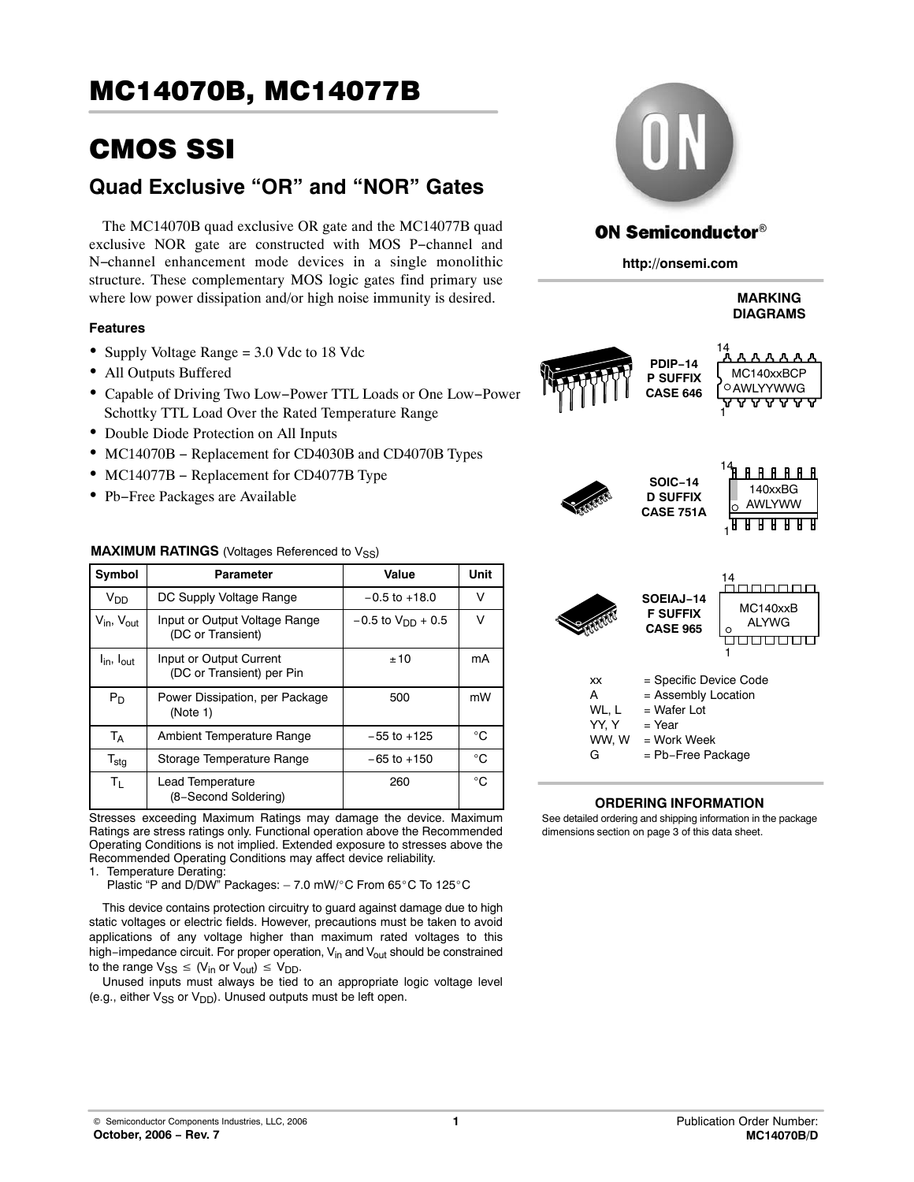# MC14070B, MC14077B

# CMOS SSI

## Quad Exclusive "OR" and "NOR" Gates

The MC14070B quad exclusive OR gate and the MC14077B quad exclusive NOR gate are constructed with MOS P−channel and N−channel enhancement mode devices in a single monolithic structure. These complementary MOS logic gates find primary use where low power dissipation and/or high noise immunity is desired.

### Features

- Supply Voltage Range = 3.0 Vdc to 18 Vdc
- All Outputs Buffered
- Capable of Driving Two Low−Power TTL Loads or One Low−Power Schottky TTL Load Over the Rated Temperature Range
- Double Diode Protection on All Inputs
- MC14070B − Replacement for CD4030B and CD4070B Types
- MC14077B − Replacement for CD4077B Type
- Pb−Free Packages are Available

**MAXIMUM RATINGS** (Voltages Referenced to $V_{SS}$)

| Symbol | Parameter | Value | Unit |
|---|---|---|---|
| $V_{DD}$ | DC Supply Voltage Range | −0.5 to +18.0 | V |
| $V_{in}$, $V_{out}$ | Input or Output Voltage Range (DC or Transient) | −0.5 to $V_{DD}$ + 0.5 | V |
| $I_{in}$, $I_{out}$ | Input or Output Current (DC or Transient) per Pin | ±10 | mA |
| $P_D$ | Power Dissipation, per Package (Note 1) | 500 | mW |
| $T_A$ | Ambient Temperature Range | −55 to +125 | °C |
| $T_{stg}$ | Storage Temperature Range | −65 to +150 | °C |
| $T_L$ | Lead Temperature (8−Second Soldering) | 260 | °C |

Stresses exceeding Maximum Ratings may damage the device. Maximum Ratings are stress ratings only. Functional operation above the Recommended Operating Conditions is not implied. Extended exposure to stresses above the Recommended Operating Conditions may affect device reliability.

1. Temperature Derating:
   Plastic "P and D/DW" Packages: − 7.0 mW/°C From 65°C To 125°C

This device contains protection circuitry to guard against damage due to high static voltages or electric fields. However, precautions must be taken to avoid applications of any voltage higher than maximum rated voltages to this high−impedance circuit. For proper operation, $V_{in}$ and $V_{out}$ should be constrained to the range $V_{SS} \leq (V_{in} \text{ or } V_{out}) \leq V_{DD}$.

Unused inputs must always be tied to an appropriate logic voltage level (e.g., either $V_{SS}$ or $V_{DD}$). Unused outputs must be left open.

**ON Semiconductor®**

http://onsemi.com

**MARKING DIAGRAMS**

**PDIP−14 P SUFFIX CASE 646**

MC140xxBCP
AWLYYWWG

**SOIC−14 D SUFFIX CASE 751A**

140xxBG
AWLYWW

**SOEIAJ−14 F SUFFIX CASE 965**

MC140xxB
ALYWG

| | |
|---|---|
| xx | = Specific Device Code |
| A | = Assembly Location |
| WL, L | = Wafer Lot |
| YY, Y | = Year |
| WW, W | = Work Week |
| G | = Pb−Free Package |

**ORDERING INFORMATION**

See detailed ordering and shipping information in the package dimensions section on page 3 of this data sheet.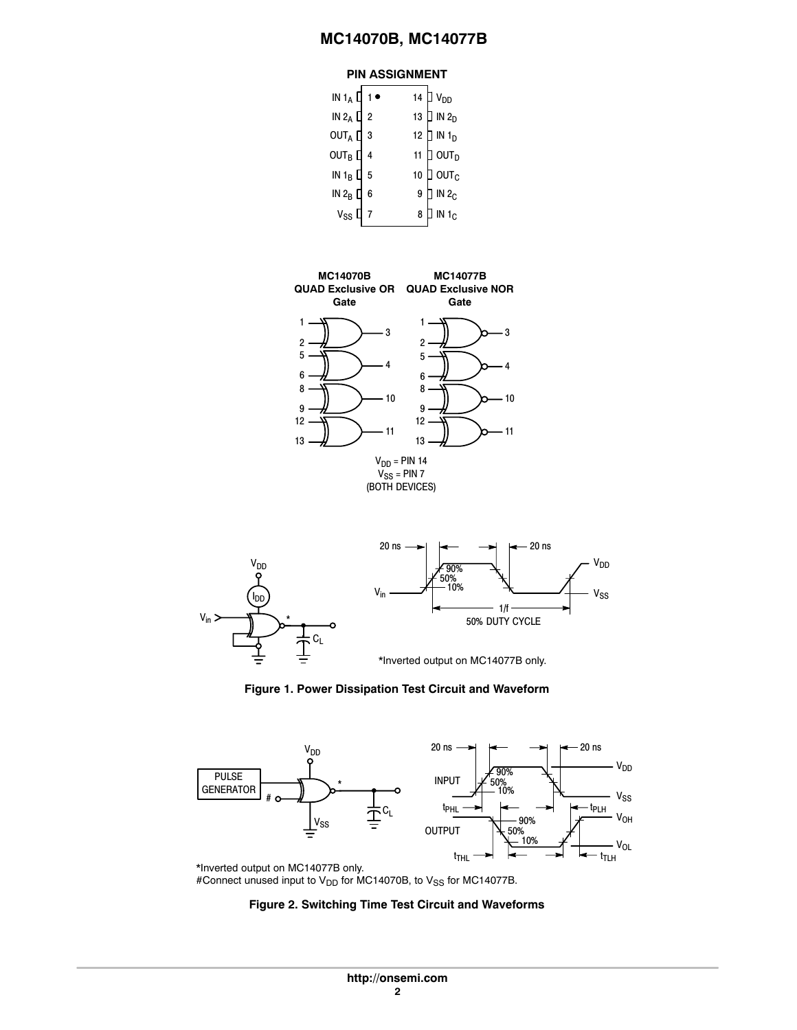## PIN ASSIGNMENT

| Pin | Function | Pin | Function |
|---|---|---|---|
| 1 | IN $1_A$ | 14 | $V_{DD}$ |
| 2 | IN $2_A$ | 13 | IN $2_D$ |
| 3 | $OUT_A$ | 12 | IN $1_D$ |
| 4 | $OUT_B$ | 11 | $OUT_D$ |
| 5 | IN $1_B$ | 10 | $OUT_C$ |
| 6 | IN $2_B$ | 9 | IN $2_C$ |
| 7 | $V_{SS}$ | 8 | IN $1_C$ |

**MC14070B QUAD Exclusive OR Gate**

**MC14077B QUAD Exclusive NOR Gate**

$V_{DD}$ = PIN 14
$V_{SS}$ = PIN 7
(BOTH DEVICES)

*Inverted output on MC14077B only.

**Figure 1. Power Dissipation Test Circuit and Waveform**

*Inverted output on MC14077B only.
#Connect unused input to $V_{DD}$ for MC14070B, to $V_{SS}$ for MC14077B.

**Figure 2. Switching Time Test Circuit and Waveforms**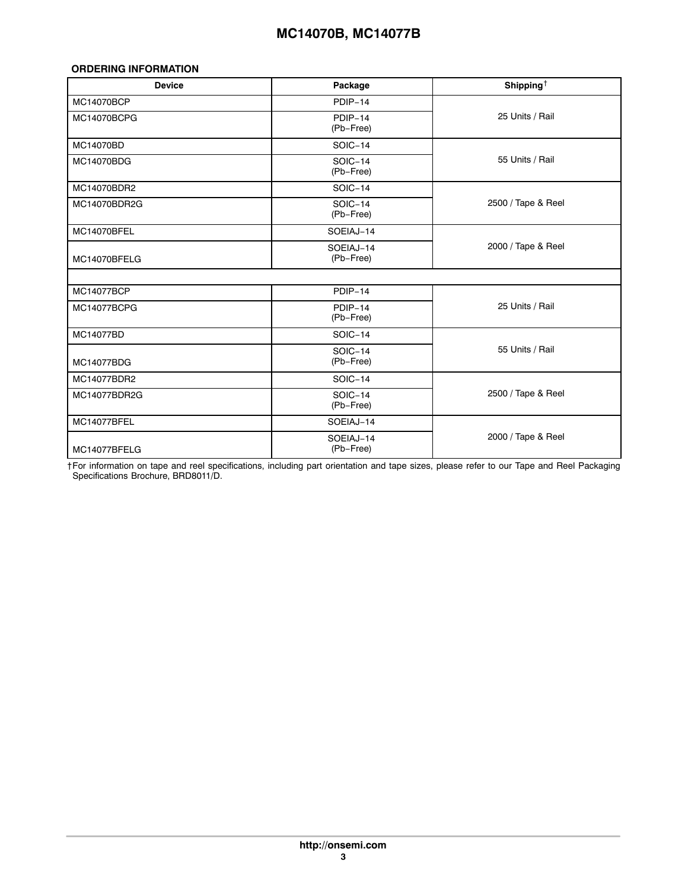#### ORDERING INFORMATION

| Device | Package | Shipping† |
|---|---|---|
| MC14070BCP | PDIP−14 | 25 Units / Rail |
| MC14070BCPG | PDIP−14 (Pb−Free) | 25 Units / Rail |
| MC14070BD | SOIC−14 | 55 Units / Rail |
| MC14070BDG | SOIC−14 (Pb−Free) | 55 Units / Rail |
| MC14070BDR2 | SOIC−14 | 2500 / Tape & Reel |
| MC14070BDR2G | SOIC−14 (Pb−Free) | 2500 / Tape & Reel |
| MC14070BFEL | SOEIAJ−14 | 2000 / Tape & Reel |
| MC14070BFELG | SOEIAJ−14 (Pb−Free) | 2000 / Tape & Reel |
| | | |
| MC14077BCP | PDIP−14 | 25 Units / Rail |
| MC14077BCPG | PDIP−14 (Pb−Free) | 25 Units / Rail |
| MC14077BD | SOIC−14 | 55 Units / Rail |
| MC14077BDG | SOIC−14 (Pb−Free) | 55 Units / Rail |
| MC14077BDR2 | SOIC−14 | 2500 / Tape & Reel |
| MC14077BDR2G | SOIC−14 (Pb−Free) | 2500 / Tape & Reel |
| MC14077BFEL | SOEIAJ−14 | 2000 / Tape & Reel |
| MC14077BFELG | SOEIAJ−14 (Pb−Free) | 2000 / Tape & Reel |

†For information on tape and reel specifications, including part orientation and tape sizes, please refer to our Tape and Reel Packaging Specifications Brochure, BRD8011/D.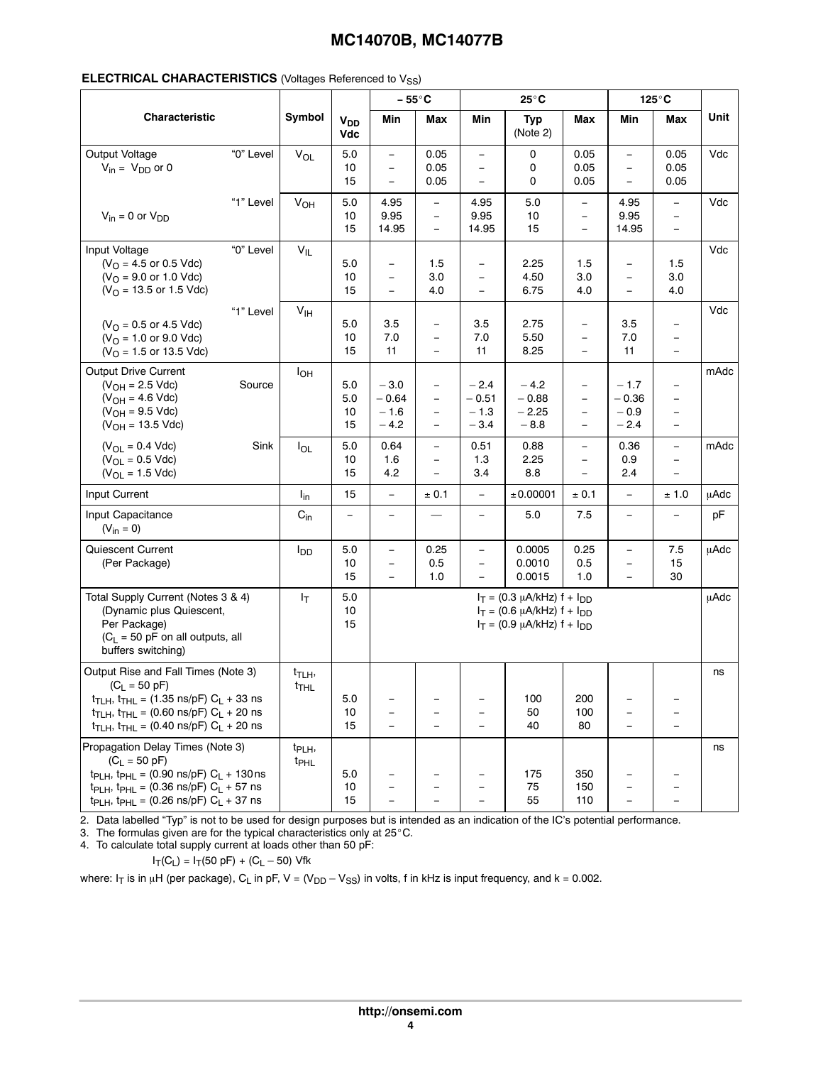**ELECTRICAL CHARACTERISTICS** (Voltages Referenced to $V_{SS}$)

| Characteristic | | Symbol | $V_{DD}$ Vdc | – 55°C Min | – 55°C Max | 25°C Min | 25°C Typ (Note 2) | 25°C Max | 125°C Min | 125°C Max | Unit |
|---|---|---|---|---|---|---|---|---|---|---|---|
| Output Voltage $V_{in}$ = $V_{DD}$ or 0 | "0" Level | $V_{OL}$ | 5.0<br>10<br>15 | –<br>–<br>– | 0.05<br>0.05<br>0.05 | –<br>–<br>– | 0<br>0<br>0 | 0.05<br>0.05<br>0.05 | –<br>–<br>– | 0.05<br>0.05<br>0.05 | Vdc |
| $V_{in}$ = 0 or $V_{DD}$ | "1" Level | $V_{OH}$ | 5.0<br>10<br>15 | 4.95<br>9.95<br>14.95 | –<br>–<br>– | 4.95<br>9.95<br>14.95 | 5.0<br>10<br>15 | –<br>–<br>– | 4.95<br>9.95<br>14.95 | –<br>–<br>– | Vdc |
| Input Voltage ($V_O$ = 4.5 or 0.5 Vdc) ($V_O$ = 9.0 or 1.0 Vdc) ($V_O$ = 13.5 or 1.5 Vdc) | "0" Level | $V_{IL}$ | 5.0<br>10<br>15 | –<br>–<br>– | 1.5<br>3.0<br>4.0 | –<br>–<br>– | 2.25<br>4.50<br>6.75 | 1.5<br>3.0<br>4.0 | –<br>–<br>– | 1.5<br>3.0<br>4.0 | Vdc |
| ($V_O$ = 0.5 or 4.5 Vdc) ($V_O$ = 1.0 or 9.0 Vdc) ($V_O$ = 1.5 or 13.5 Vdc) | "1" Level | $V_{IH}$ | 5.0<br>10<br>15 | 3.5<br>7.0<br>11 | –<br>–<br>– | 3.5<br>7.0<br>11 | 2.75<br>5.50<br>8.25 | –<br>–<br>– | 3.5<br>7.0<br>11 | –<br>–<br>– | Vdc |
| Output Drive Current ($V_{OH}$ = 2.5 Vdc) ($V_{OH}$ = 4.6 Vdc) ($V_{OH}$ = 9.5 Vdc) ($V_{OH}$ = 13.5 Vdc) | Source | $I_{OH}$ | 5.0<br>5.0<br>10<br>15 | – 3.0<br>– 0.64<br>– 1.6<br>– 4.2 | –<br>–<br>–<br>– | – 2.4<br>– 0.51<br>– 1.3<br>– 3.4 | – 4.2<br>– 0.88<br>– 2.25<br>– 8.8 | –<br>–<br>–<br>– | – 1.7<br>– 0.36<br>– 0.9<br>– 2.4 | –<br>–<br>–<br>– | mAdc |
| ($V_{OL}$ = 0.4 Vdc) ($V_{OL}$ = 0.5 Vdc) ($V_{OL}$ = 1.5 Vdc) | Sink | $I_{OL}$ | 5.0<br>10<br>15 | 0.64<br>1.6<br>4.2 | –<br>–<br>– | 0.51<br>1.3<br>3.4 | 0.88<br>2.25<br>8.8 | –<br>–<br>– | 0.36<br>0.9<br>2.4 | –<br>–<br>– | mAdc |
| Input Current | | $I_{in}$ | 15 | – | ± 0.1 | – | ± 0.00001 | ± 0.1 | – | ± 1.0 | μAdc |
| Input Capacitance ($V_{in}$ = 0) | | $C_{in}$ | – | – | — | – | 5.0 | 7.5 | – | – | pF |
| Quiescent Current (Per Package) | | $I_{DD}$ | 5.0<br>10<br>15 | –<br>–<br>– | 0.25<br>0.5<br>1.0 | –<br>–<br>– | 0.0005<br>0.0010<br>0.0015 | 0.25<br>0.5<br>1.0 | –<br>–<br>– | 7.5<br>15<br>30 | μAdc |
| Total Supply Current (Notes 3 & 4) (Dynamic plus Quiescent, Per Package) ($C_L$ = 50 pF on all outputs, all buffers switching) | | $I_T$ | 5.0<br>10<br>15 | $I_T$ = (0.3 μA/kHz) f + $I_{DD}$<br>$I_T$ = (0.6 μA/kHz) f + $I_{DD}$<br>$I_T$ = (0.9 μA/kHz) f + $I_{DD}$ | | | | | | | μAdc |
| Output Rise and Fall Times (Note 3) ($C_L$ = 50 pF) $t_{TLH}$, $t_{THL}$ = (1.35 ns/pF) $C_L$ + 33 ns; $t_{TLH}$, $t_{THL}$ = (0.60 ns/pF) $C_L$ + 20 ns; $t_{TLH}$, $t_{THL}$ = (0.40 ns/pF) $C_L$ + 20 ns | | $t_{TLH}$, $t_{THL}$ | 5.0<br>10<br>15 | –<br>–<br>– | –<br>–<br>– | –<br>–<br>– | 100<br>50<br>40 | 200<br>100<br>80 | –<br>–<br>– | –<br>–<br>– | ns |
| Propagation Delay Times (Note 3) ($C_L$ = 50 pF) $t_{PLH}$, $t_{PHL}$ = (0.90 ns/pF) $C_L$ + 130 ns; $t_{PLH}$, $t_{PHL}$ = (0.36 ns/pF) $C_L$ + 57 ns; $t_{PLH}$, $t_{PHL}$ = (0.26 ns/pF) $C_L$ + 37 ns | | $t_{PLH}$, $t_{PHL}$ | 5.0<br>10<br>15 | –<br>–<br>– | –<br>–<br>– | –<br>–<br>– | 175<br>75<br>55 | 350<br>150<br>110 | –<br>–<br>– | –<br>–<br>– | ns |

2. Data labelled "Typ" is not to be used for design purposes but is intended as an indication of the IC's potential performance.
3. The formulas given are for the typical characteristics only at 25°C.
4. To calculate total supply current at loads other than 50 pF:

$$I_T(C_L) = I_T(50\ pF) + (C_L - 50)\ Vfk$$

where: $I_T$ is in μH (per package), $C_L$ in pF, V = ($V_{DD}$ – $V_{SS}$) in volts, f in kHz is input frequency, and k = 0.002.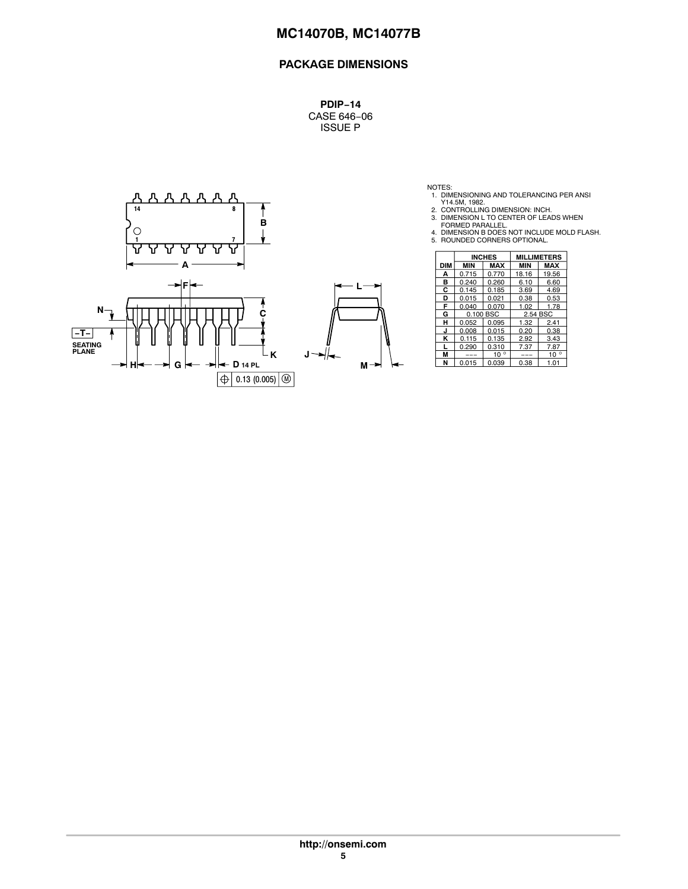## PACKAGE DIMENSIONS

**PDIP−14**
CASE 646−06
ISSUE P

NOTES:
1. DIMENSIONING AND TOLERANCING PER ANSI Y14.5M, 1982.
2. CONTROLLING DIMENSION: INCH.
3. DIMENSION L TO CENTER OF LEADS WHEN FORMED PARALLEL.
4. DIMENSION B DOES NOT INCLUDE MOLD FLASH.
5. ROUNDED CORNERS OPTIONAL.

| DIM | INCHES | | MILLIMETERS | |
|---|---|---|---|---|
| | MIN | MAX | MIN | MAX |
| A | 0.715 | 0.770 | 18.16 | 19.56 |
| B | 0.240 | 0.260 | 6.10 | 6.60 |
| C | 0.145 | 0.185 | 3.69 | 4.69 |
| D | 0.015 | 0.021 | 0.38 | 0.53 |
| F | 0.040 | 0.070 | 1.02 | 1.78 |
| G | 0.100 BSC | | 2.54 BSC | |
| H | 0.052 | 0.095 | 1.32 | 2.41 |
| J | 0.008 | 0.015 | 0.20 | 0.38 |
| K | 0.115 | 0.135 | 2.92 | 3.43 |
| L | 0.290 | 0.310 | 7.37 | 7.87 |
| M | --- | 10 ° | --- | 10 ° |
| N | 0.015 | 0.039 | 0.38 | 1.01 |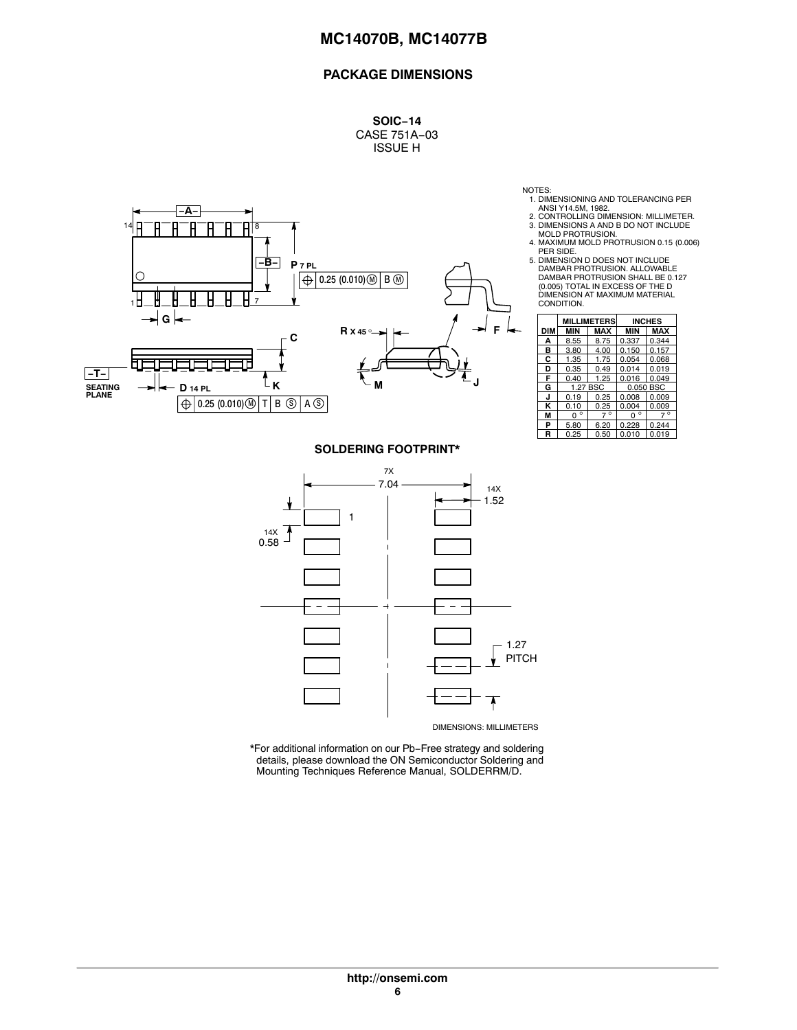## PACKAGE DIMENSIONS

**SOIC−14**
CASE 751A−03
ISSUE H

NOTES:
1. DIMENSIONING AND TOLERANCING PER ANSI Y14.5M, 1982.
2. CONTROLLING DIMENSION: MILLIMETER.
3. DIMENSIONS A AND B DO NOT INCLUDE MOLD PROTRUSION.
4. MAXIMUM MOLD PROTRUSION 0.15 (0.006) PER SIDE.
5. DIMENSION D DOES NOT INCLUDE DAMBAR PROTRUSION. ALLOWABLE DAMBAR PROTRUSION SHALL BE 0.127 (0.005) TOTAL IN EXCESS OF THE D DIMENSION AT MAXIMUM MATERIAL CONDITION.

| DIM | MILLIMETERS MIN | MILLIMETERS MAX | INCHES MIN | INCHES MAX |
|---|---|---|---|---|
| A | 8.55 | 8.75 | 0.337 | 0.344 |
| B | 3.80 | 4.00 | 0.150 | 0.157 |
| C | 1.35 | 1.75 | 0.054 | 0.068 |
| D | 0.35 | 0.49 | 0.014 | 0.019 |
| F | 0.40 | 1.25 | 0.016 | 0.049 |
| G | 1.27 BSC | | 0.050 BSC | |
| J | 0.19 | 0.25 | 0.008 | 0.009 |
| K | 0.10 | 0.25 | 0.004 | 0.009 |
| M | 0° | 7° | 0° | 7° |
| P | 5.80 | 6.20 | 0.228 | 0.244 |
| R | 0.25 | 0.50 | 0.010 | 0.019 |

### SOLDERING FOOTPRINT*

DIMENSIONS: MILLIMETERS

*For additional information on our Pb−Free strategy and soldering details, please download the ON Semiconductor Soldering and Mounting Techniques Reference Manual, SOLDERRM/D.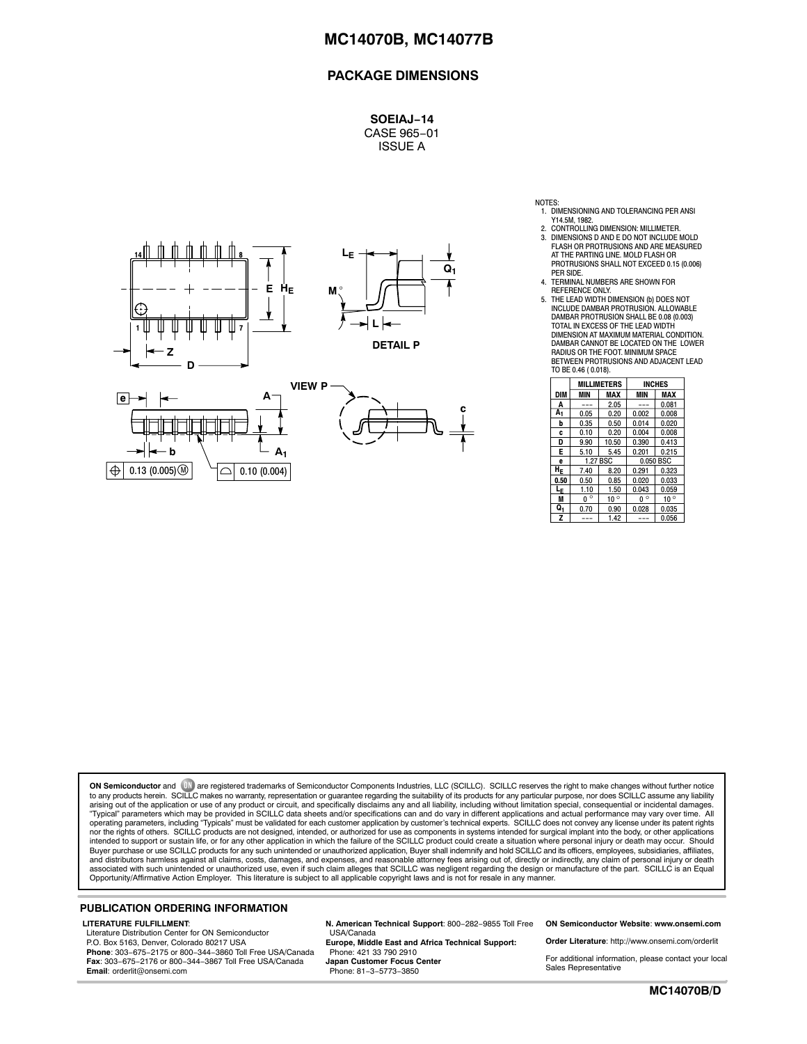## PACKAGE DIMENSIONS

**SOEIAJ−14**
CASE 965−01
ISSUE A

14 8
1 7
E $H_E$
Z
D
$L_E$
$Q_1$
M°
L
DETAIL P
e
A
b
$A_1$
0.13 (0.005) Ⓜ
0.10 (0.004)
VIEW P
c

NOTES:
1. DIMENSIONING AND TOLERANCING PER ANSI Y14.5M, 1982.
2. CONTROLLING DIMENSION: MILLIMETER.
3. DIMENSIONS D AND E DO NOT INCLUDE MOLD FLASH OR PROTRUSIONS AND ARE MEASURED AT THE PARTING LINE. MOLD FLASH OR PROTRUSIONS SHALL NOT EXCEED 0.15 (0.006) PER SIDE.
4. TERMINAL NUMBERS ARE SHOWN FOR REFERENCE ONLY.
5. THE LEAD WIDTH DIMENSION (b) DOES NOT INCLUDE DAMBAR PROTRUSION. ALLOWABLE DAMBAR PROTRUSION SHALL BE 0.08 (0.003) TOTAL IN EXCESS OF THE LEAD WIDTH DIMENSION AT MAXIMUM MATERIAL CONDITION. DAMBAR CANNOT BE LOCATED ON THE LOWER RADIUS OR THE FOOT. MINIMUM SPACE BETWEEN PROTRUSIONS AND ADJACENT LEAD TO BE 0.46 ( 0.018).

| | MILLIMETERS | | INCHES | |
|---|---|---|---|---|
| DIM | MIN | MAX | MIN | MAX |
| A | --- | 2.05 | --- | 0.081 |
| $A_1$ | 0.05 | 0.20 | 0.002 | 0.008 |
| b | 0.35 | 0.50 | 0.014 | 0.020 |
| c | 0.10 | 0.20 | 0.004 | 0.008 |
| D | 9.90 | 10.50 | 0.390 | 0.413 |
| E | 5.10 | 5.45 | 0.201 | 0.215 |
| e | 1.27 BSC | | 0.050 BSC | |
| $H_E$ | 7.40 | 8.20 | 0.291 | 0.323 |
| 0.50 | 0.50 | 0.85 | 0.020 | 0.033 |
| $L_E$ | 1.10 | 1.50 | 0.043 | 0.059 |
| M | 0° | 10° | 0° | 10° |
| $Q_1$ | 0.70 | 0.90 | 0.028 | 0.035 |
| Z | --- | 1.42 | --- | 0.056 |

**ON Semiconductor** and ON are registered trademarks of Semiconductor Components Industries, LLC (SCILLC). SCILLC reserves the right to make changes without further notice to any products herein. SCILLC makes no warranty, representation or guarantee regarding the suitability of its products for any particular purpose, nor does SCILLC assume any liability arising out of the application or use of any product or circuit, and specifically disclaims any and all liability, including without limitation special, consequential or incidental damages. "Typical" parameters which may be provided in SCILLC data sheets and/or specifications can and do vary in different applications and actual performance may vary over time. All operating parameters, including "Typicals" must be validated for each customer application by customer's technical experts. SCILLC does not convey any license under its patent rights nor the rights of others. SCILLC products are not designed, intended, or authorized for use as components in systems intended for surgical implant into the body, or other applications intended to support or sustain life, or for any other application in which the failure of the SCILLC product could create a situation where personal injury or death may occur. Should Buyer purchase or use SCILLC products for any such unintended or unauthorized application, Buyer shall indemnify and hold SCILLC and its officers, employees, subsidiaries, affiliates, and distributors harmless against all claims, costs, damages, and expenses, and reasonable attorney fees arising out of, directly or indirectly, any claim of personal injury or death associated with such unintended or unauthorized use, even if such claim alleges that SCILLC was negligent regarding the design or manufacture of the part. SCILLC is an Equal Opportunity/Affirmative Action Employer. This literature is subject to all applicable copyright laws and is not for resale in any manner.

### PUBLICATION ORDERING INFORMATION

**LITERATURE FULFILLMENT**:
Literature Distribution Center for ON Semiconductor
P.O. Box 5163, Denver, Colorado 80217 USA
**Phone**: 303−675−2175 or 800−344−3860 Toll Free USA/Canada
**Fax**: 303−675−2176 or 800−344−3867 Toll Free USA/Canada
**Email**: orderlit@onsemi.com

**N. American Technical Support**: 800−282−9855 Toll Free USA/Canada
**Europe, Middle East and Africa Technical Support:**
Phone: 421 33 790 2910
**Japan Customer Focus Center**
Phone: 81−3−5773−3850

**ON Semiconductor Website**: **www.onsemi.com**

**Order Literature**: http://www.onsemi.com/orderlit

For additional information, please contact your local Sales Representative

**MC14070B/D**